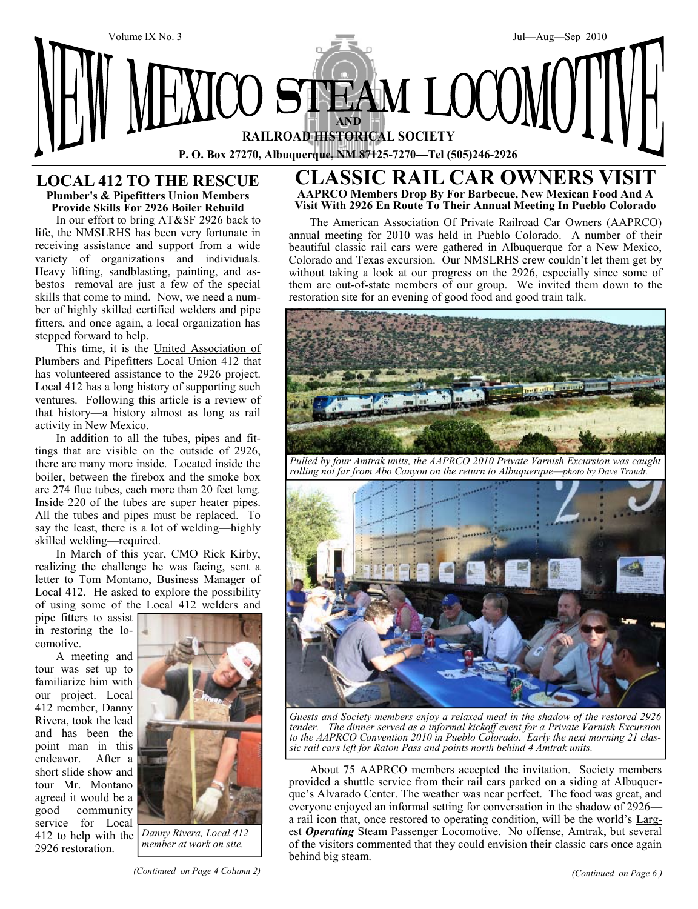Volume IX No. 3 — Jul—Aug—Sep 2010

# NEW MEXICO STEAM LOCOMOTIVE AND RAILROAD HISTORICAL SOCIETY

**P. O. Box 27270, Albuquerque, NM 87125-7270—Tel (505)246-2926**

## LOCAL 412 TO THE RESCUE

**Plumber's & Pipefitters Union Members Provide Skills For 2926 Boiler Rebuild**

In our effort to bring AT&SF 2926 back to life, the NMSLRHS has been very fortunate in receiving assistance and support from a wide variety of organizations and individuals. Heavy lifting, sandblasting, painting, and asbestos removal are just a few of the special skills that come to mind. Now, we need a number of highly skilled certified welders and pipe fitters, and once again, a local organization has stepped forward to help.

This time, it is the United Association of Plumbers and Pipefitters Local Union 412 that has volunteered assistance to the 2926 project. Local 412 has a long history of supporting such ventures. Following this article is a review of that history—a history almost as long as rail activity in New Mexico.

In addition to all the tubes, pipes and fittings that are visible on the outside of 2926, there are many more inside. Located inside the boiler, between the firebox and the smoke box are 274 flue tubes, each more than 20 feet long. Inside 220 of the tubes are super heater pipes. All the tubes and pipes must be replaced. To say the least, there is a lot of welding—highly skilled welding—required.

In March of this year, CMO Rick Kirby, realizing the challenge he was facing, sent a letter to Tom Montano, Business Manager of Local 412. He asked to explore the possibility of using some of the Local 412 welders and pipe fitters to assist in restoring the locomotive.

A meeting and tour was set up to familiarize him with our project. Local 412 member, Danny Rivera, took the lead and has been the point man in this endeavor. After a short slide show and tour Mr. Montano agreed it would be a good community service for Local 412 to help with the 2926 restoration.

*Danny Rivera, Local 412 member at work on site.*

*(Continued on Page 4 Column 2)*

## CLASSIC RAIL CAR OWNERS VISIT

**AAPRCO Members Drop By For Barbecue, New Mexican Food And A Visit With 2926 En Route To Their Annual Meeting In Pueblo Colorado**

The American Association Of Private Railroad Car Owners (AAPRCO) annual meeting for 2010 was held in Pueblo Colorado. A number of their beautiful classic rail cars were gathered in Albuquerque for a New Mexico, Colorado and Texas excursion. Our NMSLRHS crew couldn't let them get by without taking a look at our progress on the 2926, especially since some of them are out-of-state members of our group. We invited them down to the restoration site for an evening of good food and good train talk.

*Pulled by four Amtrak units, the AAPRCO 2010 Private Varnish Excursion was caught rolling not far from Abo Canyon on the return to Albuquerque—photo by Dave Traudt.*

*Guests and Society members enjoy a relaxed meal in the shadow of the restored 2926 tender. The dinner served as a informal kickoff event for a Private Varnish Excursion to the AAPRCO Convention 2010 in Pueblo Colorado. Early the next morning 21 classic rail cars left for Raton Pass and points north behind 4 Amtrak units.*

About 75 AAPRCO members accepted the invitation. Society members provided a shuttle service from their rail cars parked on a siding at Albuquerque's Alvarado Center. The weather was near perfect. The food was great, and everyone enjoyed an informal setting for conversation in the shadow of 2926—a rail icon that, once restored to operating condition, will be the world's Largest ***Operating*** Steam Passenger Locomotive. No offense, Amtrak, but several of the visitors commented that they could envision their classic cars once again behind big steam.

*(Continued on Page 6 )*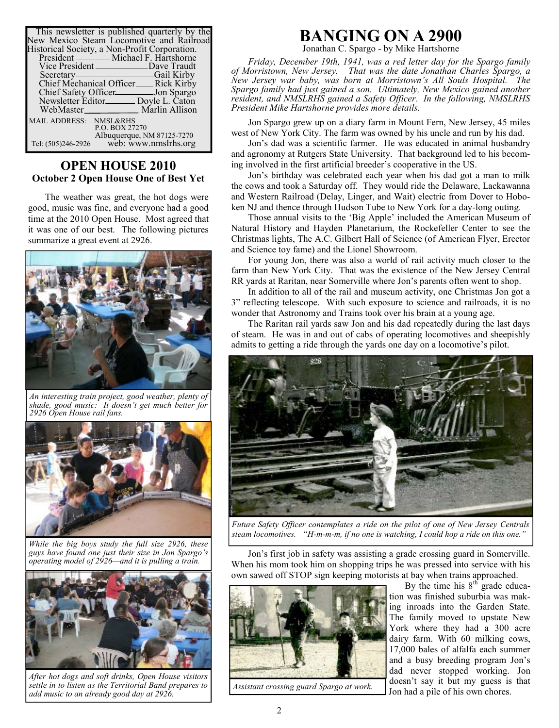This newsletter is published quarterly by the New Mexico Steam Locomotive and Railroad Historical Society, a Non-Profit Corporation.

| | |
|---|---|
| President | Michael F. Hartshorne |
| Vice President | Dave Traudt |
| Secretary | Gail Kirby |
| Chief Mechanical Officer | Rick Kirby |
| Chief Safety Officer | Jon Spargo |
| Newsletter Editor | Doyle L. Caton |
| WebMaster | Marlin Allison |

MAIL ADDRESS: NMSL&RHS
P.O. BOX 27270
Albuquerque, NM 87125-7270
Tel: (505)246-2926 web: www.nmslrhs.org

## OPEN HOUSE 2010

### October 2 Open House One of Best Yet

The weather was great, the hot dogs were good, music was fine, and everyone had a good time at the 2010 Open House. Most agreed that it was one of our best. The following pictures summarize a great event at 2926.

*An interesting train project, good weather, plenty of shade, good music: It doesn't get much better for 2926 Open House rail fans.*

*While the big boys study the full size 2926, these guys have found one just their size in Jon Spargo's operating model of 2926—and it is pulling a train.*

*After hot dogs and soft drinks, Open House visitors settle in to listen as the Territorial Band prepares to add music to an already good day at 2926.*

# BANGING ON A 2900

Jonathan C. Spargo - by Mike Hartshorne

*Friday, December 19th, 1941, was a red letter day for the Spargo family of Morristown, New Jersey. That was the date Jonathan Charles Spargo, a New Jersey war baby, was born at Morristown's All Souls Hospital. The Spargo family had just gained a son. Ultimately, New Mexico gained another resident, and NMSLRHS gained a Safety Officer. In the following, NMSLRHS President Mike Hartshorne provides more details.*

Jon Spargo grew up on a diary farm in Mount Fern, New Jersey, 45 miles west of New York City. The farm was owned by his uncle and run by his dad.

Jon's dad was a scientific farmer. He was educated in animal husbandry and agronomy at Rutgers State University. That background led to his becoming involved in the first artificial breeder's cooperative in the US.

Jon's birthday was celebrated each year when his dad got a man to milk the cows and took a Saturday off. They would ride the Delaware, Lackawanna and Western Railroad (Delay, Linger, and Wait) electric from Dover to Hoboken NJ and thence through Hudson Tube to New York for a day-long outing.

Those annual visits to the 'Big Apple' included the American Museum of Natural History and Hayden Planetarium, the Rockefeller Center to see the Christmas lights, The A.C. Gilbert Hall of Science (of American Flyer, Erector and Science toy fame) and the Lionel Showroom.

For young Jon, there was also a world of rail activity much closer to the farm than New York City. That was the existence of the New Jersey Central RR yards at Raritan, near Somerville where Jon's parents often went to shop.

In addition to all of the rail and museum activity, one Christmas Jon got a 3" reflecting telescope. With such exposure to science and railroads, it is no wonder that Astronomy and Trains took over his brain at a young age.

The Raritan rail yards saw Jon and his dad repeatedly during the last days of steam. He was in and out of cabs of operating locomotives and sheepishly admits to getting a ride through the yards one day on a locomotive's pilot.

*Future Safety Officer contemplates a ride on the pilot of one of New Jersey Centrals steam locomotives. "H-m-m-m, if no one is watching, I could hop a ride on this one."*

Jon's first job in safety was assisting a grade crossing guard in Somerville. When his mom took him on shopping trips he was pressed into service with his own sawed off STOP sign keeping motorists at bay when trains approached.

*Assistant crossing guard Spargo at work.*

By the time his 8th grade education was finished suburbia was making inroads into the Garden State. The family moved to upstate New York where they had a 300 acre dairy farm. With 60 milking cows, 17,000 bales of alfalfa each summer and a busy breeding program Jon's dad never stopped working. Jon doesn't say it but my guess is that Jon had a pile of his own chores.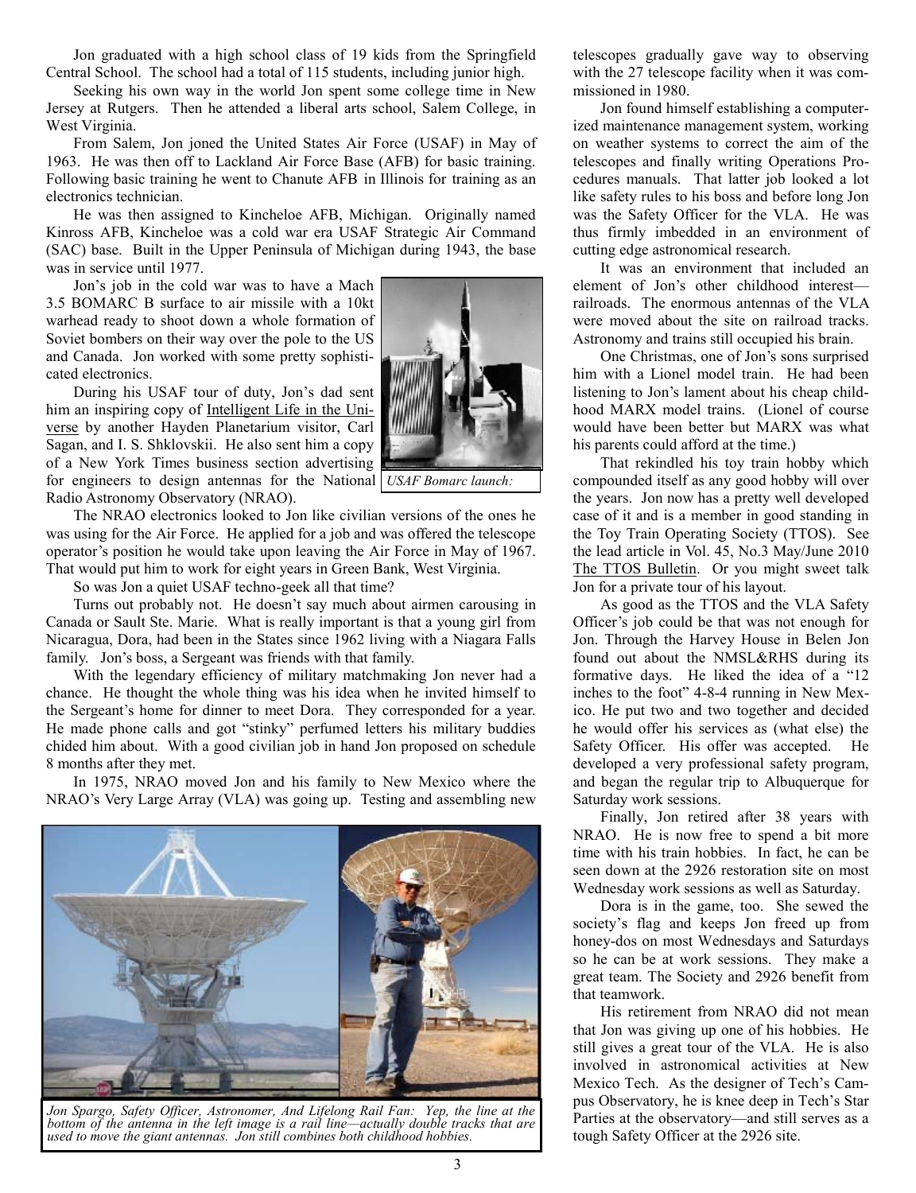Jon graduated with a high school class of 19 kids from the Springfield Central School. The school had a total of 115 students, including junior high.

Seeking his own way in the world Jon spent some college time in New Jersey at Rutgers. Then he attended a liberal arts school, Salem College, in West Virginia.

From Salem, Jon joned the United States Air Force (USAF) in May of 1963. He was then off to Lackland Air Force Base (AFB) for basic training. Following basic training he went to Chanute AFB in Illinois for training as an electronics technician.

He was then assigned to Kincheloe AFB, Michigan. Originally named Kinross AFB, Kincheloe was a cold war era USAF Strategic Air Command (SAC) base. Built in the Upper Peninsula of Michigan during 1943, the base was in service until 1977.

Jon's job in the cold war was to have a Mach 3.5 BOMARC B surface to air missile with a 10kt warhead ready to shoot down a whole formation of Soviet bombers on their way over the pole to the US and Canada. Jon worked with some pretty sophisticated electronics.

*USAF Bomarc launch:*

During his USAF tour of duty, Jon's dad sent him an inspiring copy of Intelligent Life in the Universe by another Hayden Planetarium visitor, Carl Sagan, and I. S. Shklovskii. He also sent him a copy of a New York Times business section advertising for engineers to design antennas for the National Radio Astronomy Observatory (NRAO).

The NRAO electronics looked to Jon like civilian versions of the ones he was using for the Air Force. He applied for a job and was offered the telescope operator's position he would take upon leaving the Air Force in May of 1967. That would put him to work for eight years in Green Bank, West Virginia.

So was Jon a quiet USAF techno-geek all that time?

Turns out probably not. He doesn't say much about airmen carousing in Canada or Sault Ste. Marie. What is really important is that a young girl from Nicaragua, Dora, had been in the States since 1962 living with a Niagara Falls family. Jon's boss, a Sergeant was friends with that family.

With the legendary efficiency of military matchmaking Jon never had a chance. He thought the whole thing was his idea when he invited himself to the Sergeant's home for dinner to meet Dora. They corresponded for a year. He made phone calls and got "stinky" perfumed letters his military buddies chided him about. With a good civilian job in hand Jon proposed on schedule 8 months after they met.

In 1975, NRAO moved Jon and his family to New Mexico where the NRAO's Very Large Array (VLA) was going up. Testing and assembling new telescopes gradually gave way to observing with the 27 telescope facility when it was commissioned in 1980.

Jon found himself establishing a computerized maintenance management system, working on weather systems to correct the aim of the telescopes and finally writing Operations Procedures manuals. That latter job looked a lot like safety rules to his boss and before long Jon was the Safety Officer for the VLA. He was thus firmly imbedded in an environment of cutting edge astronomical research.

It was an environment that included an element of Jon's other childhood interest—railroads. The enormous antennas of the VLA were moved about the site on railroad tracks. Astronomy and trains still occupied his brain.

One Christmas, one of Jon's sons surprised him with a Lionel model train. He had been listening to Jon's lament about his cheap childhood MARX model trains. (Lionel of course would have been better but MARX was what his parents could afford at the time.)

That rekindled his toy train hobby which compounded itself as any good hobby will over the years. Jon now has a pretty well developed case of it and is a member in good standing in the Toy Train Operating Society (TTOS). See the lead article in Vol. 45, No.3 May/June 2010 The TTOS Bulletin. Or you might sweet talk Jon for a private tour of his layout.

As good as the TTOS and the VLA Safety Officer's job could be that was not enough for Jon. Through the Harvey House in Belen Jon found out about the NMSL&RHS during its formative days. He liked the idea of a "12 inches to the foot" 4-8-4 running in New Mexico. He put two and two together and decided he would offer his services as (what else) the Safety Officer. His offer was accepted. He developed a very professional safety program, and began the regular trip to Albuquerque for Saturday work sessions.

Finally, Jon retired after 38 years with NRAO. He is now free to spend a bit more time with his train hobbies. In fact, he can be seen down at the 2926 restoration site on most Wednesday work sessions as well as Saturday.

Dora is in the game, too. She sewed the society's flag and keeps Jon freed up from honey-dos on most Wednesdays and Saturdays so he can be at work sessions. They make a great team. The Society and 2926 benefit from that teamwork.

His retirement from NRAO did not mean that Jon was giving up one of his hobbies. He still gives a great tour of the VLA. He is also involved in astronomical activities at New Mexico Tech. As the designer of Tech's Campus Observatory, he is knee deep in Tech's Star Parties at the observatory—and still serves as a tough Safety Officer at the 2926 site.

*Jon Spargo, Safety Officer, Astronomer, And Lifelong Rail Fan: Yep, the line at the bottom of the antenna in the left image is a rail line—actually double tracks that are used to move the giant antennas. Jon still combines both childhood hobbies.*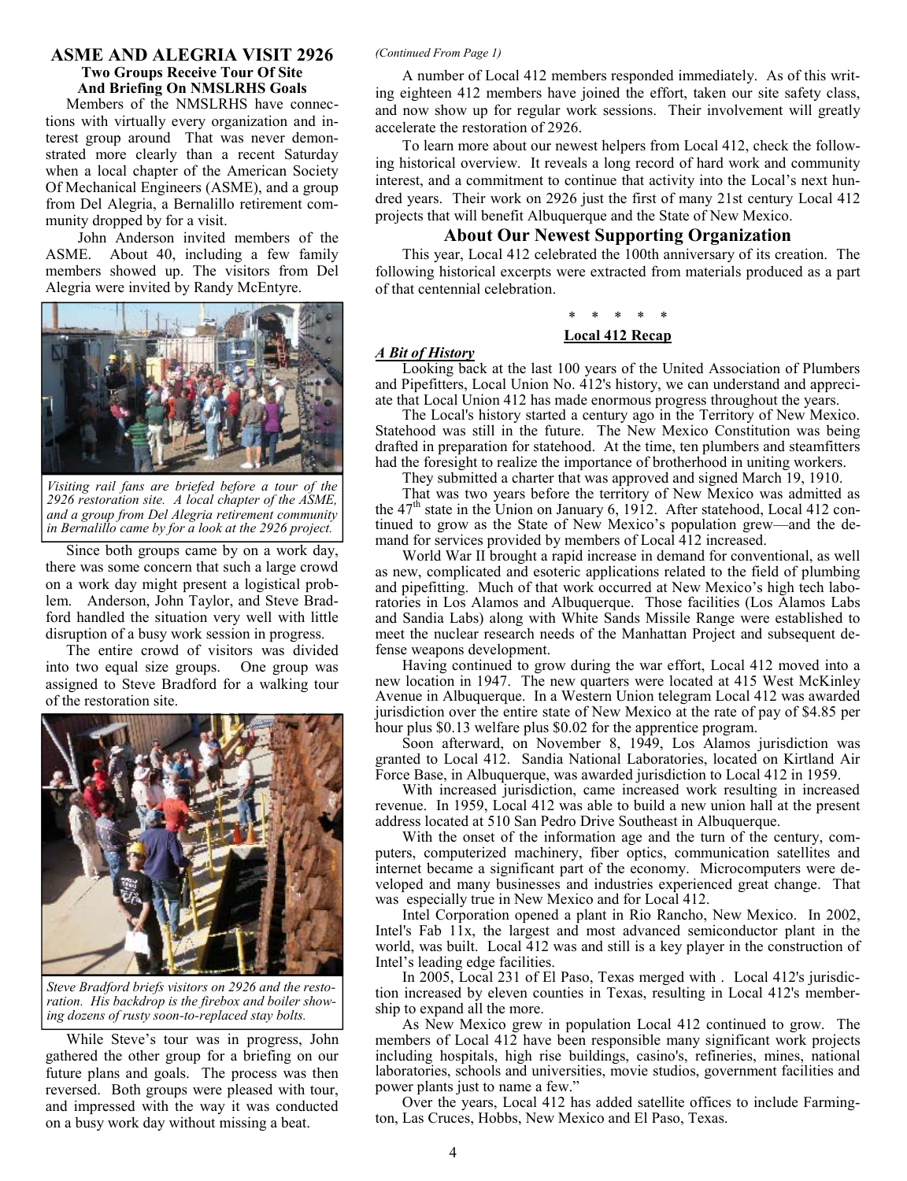## ASME AND ALEGRIA VISIT 2926

### Two Groups Receive Tour Of Site And Briefing On NMSLRHS Goals

Members of the NMSLRHS have connections with virtually every organization and interest group around That was never demonstrated more clearly than a recent Saturday when a local chapter of the American Society Of Mechanical Engineers (ASME), and a group from Del Alegria, a Bernalillo retirement community dropped by for a visit.

John Anderson invited members of the ASME. About 40, including a few family members showed up. The visitors from Del Alegria were invited by Randy McEntyre.

*Visiting rail fans are briefed before a tour of the 2926 restoration site. A local chapter of the ASME, and a group from Del Alegria retirement community in Bernalillo came by for a look at the 2926 project.*

Since both groups came by on a work day, there was some concern that such a large crowd on a work day might present a logistical problem. Anderson, John Taylor, and Steve Bradford handled the situation very well with little disruption of a busy work session in progress.

The entire crowd of visitors was divided into two equal size groups. One group was assigned to Steve Bradford for a walking tour of the restoration site.

*Steve Bradford briefs visitors on 2926 and the restoration. His backdrop is the firebox and boiler showing dozens of rusty soon-to-replaced stay bolts.*

While Steve's tour was in progress, John gathered the other group for a briefing on our future plans and goals. The process was then reversed. Both groups were pleased with tour, and impressed with the way it was conducted on a busy work day without missing a beat.

*(Continued From Page 1)*

A number of Local 412 members responded immediately. As of this writing eighteen 412 members have joined the effort, taken our site safety class, and now show up for regular work sessions. Their involvement will greatly accelerate the restoration of 2926.

To learn more about our newest helpers from Local 412, check the following historical overview. It reveals a long record of hard work and community interest, and a commitment to continue that activity into the Local's next hundred years. Their work on 2926 just the first of many 21st century Local 412 projects that will benefit Albuquerque and the State of New Mexico.

## About Our Newest Supporting Organization

This year, Local 412 celebrated the 100th anniversary of its creation. The following historical excerpts were extracted from materials produced as a part of that centennial celebration.

\* \* \* \* \*

**Local 412 Recap**

***A Bit of History***

Looking back at the last 100 years of the United Association of Plumbers and Pipefitters, Local Union No. 412's history, we can understand and appreciate that Local Union 412 has made enormous progress throughout the years.

The Local's history started a century ago in the Territory of New Mexico. Statehood was still in the future. The New Mexico Constitution was being drafted in preparation for statehood. At the time, ten plumbers and steamfitters had the foresight to realize the importance of brotherhood in uniting workers.

They submitted a charter that was approved and signed March 19, 1910.

That was two years before the territory of New Mexico was admitted as the 47th state in the Union on January 6, 1912. After statehood, Local 412 continued to grow as the State of New Mexico's population grew—and the demand for services provided by members of Local 412 increased.

World War II brought a rapid increase in demand for conventional, as well as new, complicated and esoteric applications related to the field of plumbing and pipefitting. Much of that work occurred at New Mexico's high tech laboratories in Los Alamos and Albuquerque. Those facilities (Los Alamos Labs and Sandia Labs) along with White Sands Missile Range were established to meet the nuclear research needs of the Manhattan Project and subsequent defense weapons development.

Having continued to grow during the war effort, Local 412 moved into a new location in 1947. The new quarters were located at 415 West McKinley Avenue in Albuquerque. In a Western Union telegram Local 412 was awarded jurisdiction over the entire state of New Mexico at the rate of pay of $4.85 per hour plus $0.13 welfare plus $0.02 for the apprentice program.

Soon afterward, on November 8, 1949, Los Alamos jurisdiction was granted to Local 412. Sandia National Laboratories, located on Kirtland Air Force Base, in Albuquerque, was awarded jurisdiction to Local 412 in 1959.

With increased jurisdiction, came increased work resulting in increased revenue. In 1959, Local 412 was able to build a new union hall at the present address located at 510 San Pedro Drive Southeast in Albuquerque.

With the onset of the information age and the turn of the century, computers, computerized machinery, fiber optics, communication satellites and internet became a significant part of the economy. Microcomputers were developed and many businesses and industries experienced great change. That was especially true in New Mexico and for Local 412.

Intel Corporation opened a plant in Rio Rancho, New Mexico. In 2002, Intel's Fab 11x, the largest and most advanced semiconductor plant in the world, was built. Local 412 was and still is a key player in the construction of Intel's leading edge facilities.

In 2005, Local 231 of El Paso, Texas merged with . Local 412's jurisdiction increased by eleven counties in Texas, resulting in Local 412's membership to expand all the more.

As New Mexico grew in population Local 412 continued to grow. The members of Local 412 have been responsible many significant work projects including hospitals, high rise buildings, casino's, refineries, mines, national laboratories, schools and universities, movie studios, government facilities and power plants just to name a few."

Over the years, Local 412 has added satellite offices to include Farmington, Las Cruces, Hobbs, New Mexico and El Paso, Texas.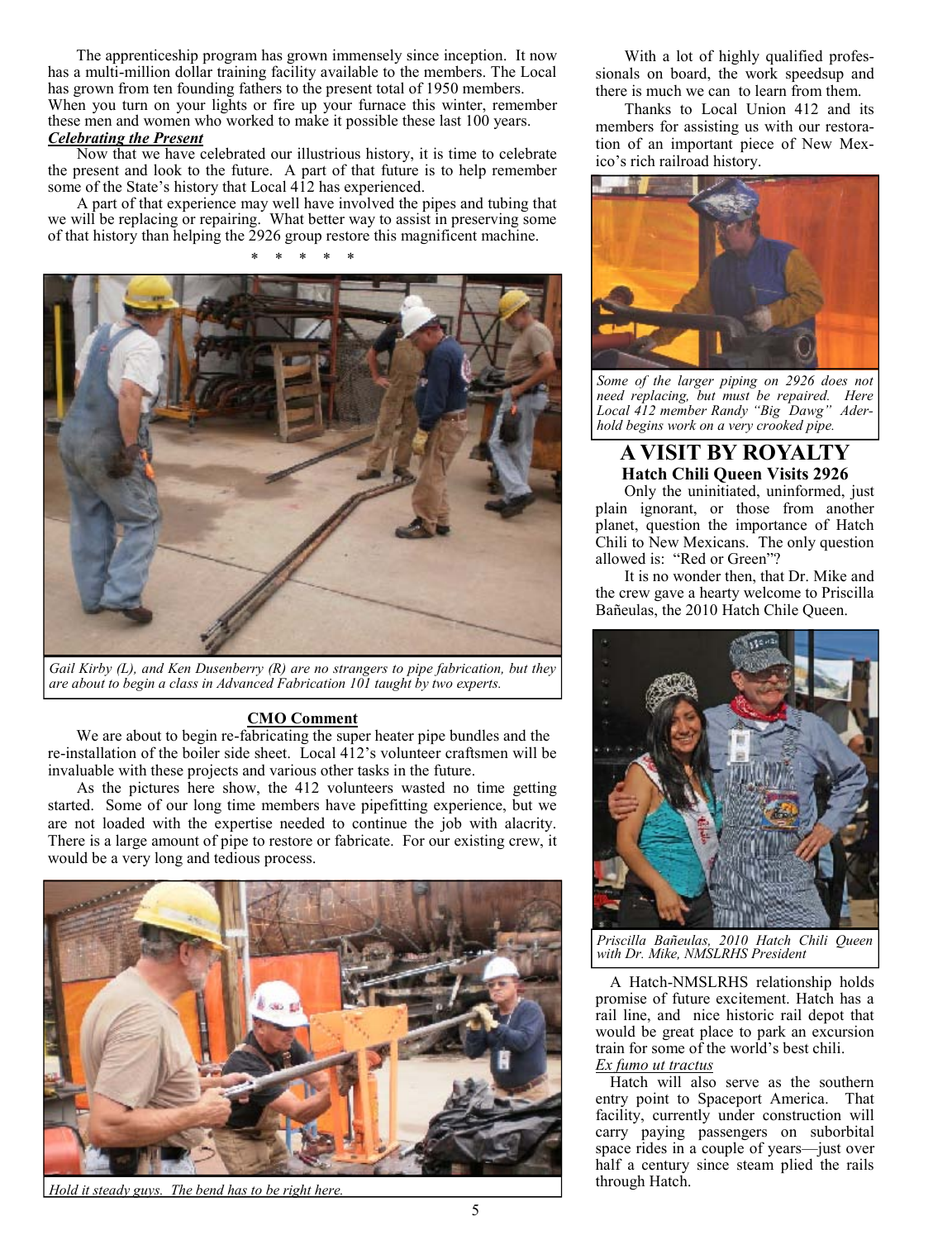The apprenticeship program has grown immensely since inception. It now has a multi-million dollar training facility available to the members. The Local has grown from ten founding fathers to the present total of 1950 members. When you turn on your lights or fire up your furnace this winter, remember these men and women who worked to make it possible these last 100 years.

***Celebrating the Present***

Now that we have celebrated our illustrious history, it is time to celebrate the present and look to the future. A part of that future is to help remember some of the State's history that Local 412 has experienced.

A part of that experience may well have involved the pipes and tubing that we will be replacing or repairing. What better way to assist in preserving some of that history than helping the 2926 group restore this magnificent machine.

\* \* \* \* \*

*Gail Kirby (L), and Ken Dusenberry (R) are no strangers to pipe fabrication, but they are about to begin a class in Advanced Fabrication 101 taught by two experts.*

**CMO Comment**

We are about to begin re-fabricating the super heater pipe bundles and the re-installation of the boiler side sheet. Local 412's volunteer craftsmen will be invaluable with these projects and various other tasks in the future.

As the pictures here show, the 412 volunteers wasted no time getting started. Some of our long time members have pipefitting experience, but we are not loaded with the expertise needed to continue the job with alacrity. There is a large amount of pipe to restore or fabricate. For our existing crew, it would be a very long and tedious process.

*Hold it steady guys. The bend has to be right here.*

With a lot of highly qualified professionals on board, the work speedsup and there is much we can to learn from them.

Thanks to Local Union 412 and its members for assisting us with our restoration of an important piece of New Mexico's rich railroad history.

*Some of the larger piping on 2926 does not need replacing, but must be repaired. Here Local 412 member Randy "Big Dawg" Aderhold begins work on a very crooked pipe.*

## A VISIT BY ROYALTY

### Hatch Chili Queen Visits 2926

Only the uninitiated, uninformed, just plain ignorant, or those from another planet, question the importance of Hatch Chili to New Mexicans. The only question allowed is: "Red or Green"?

It is no wonder then, that Dr. Mike and the crew gave a hearty welcome to Priscilla Bañeulas, the 2010 Hatch Chile Queen.

*Priscilla Bañeulas, 2010 Hatch Chili Queen with Dr. Mike, NMSLRHS President*

A Hatch-NMSLRHS relationship holds promise of future excitement. Hatch has a rail line, and nice historic rail depot that would be great place to park an excursion train for some of the world's best chili.

*Ex fumo ut tractus*

Hatch will also serve as the southern entry point to Spaceport America. That facility, currently under construction will carry paying passengers on suborbital space rides in a couple of years—just over half a century since steam plied the rails through Hatch.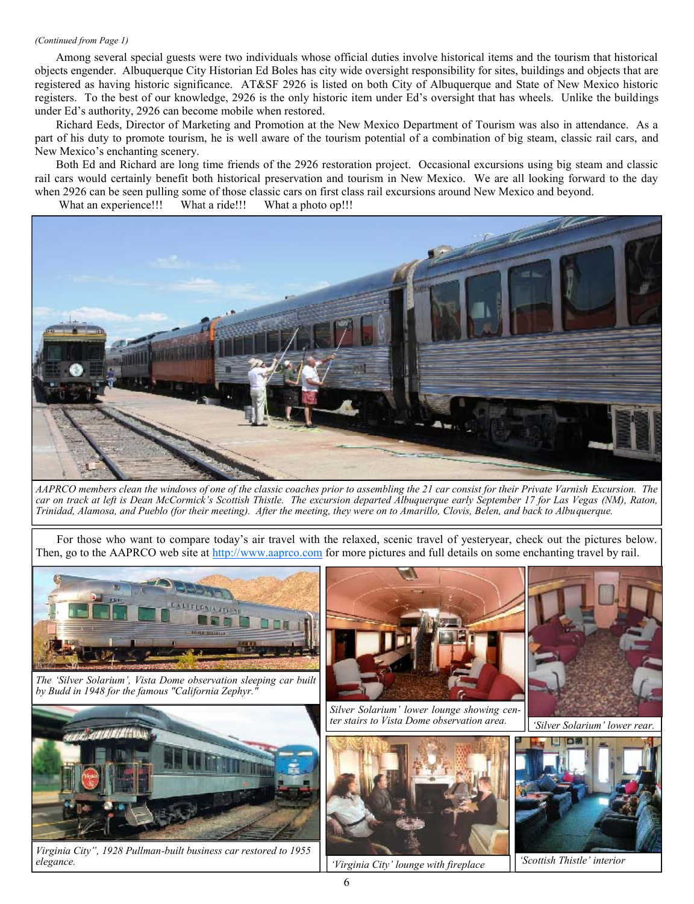*(Continued from Page 1)*

Among several special guests were two individuals whose official duties involve historical items and the tourism that historical objects engender. Albuquerque City Historian Ed Boles has city wide oversight responsibility for sites, buildings and objects that are registered as having historic significance. AT&SF 2926 is listed on both City of Albuquerque and State of New Mexico historic registers. To the best of our knowledge, 2926 is the only historic item under Ed's oversight that has wheels. Unlike the buildings under Ed's authority, 2926 can become mobile when restored.

Richard Eeds, Director of Marketing and Promotion at the New Mexico Department of Tourism was also in attendance. As a part of his duty to promote tourism, he is well aware of the tourism potential of a combination of big steam, classic rail cars, and New Mexico's enchanting scenery.

Both Ed and Richard are long time friends of the 2926 restoration project. Occasional excursions using big steam and classic rail cars would certainly benefit both historical preservation and tourism in New Mexico. We are all looking forward to the day when 2926 can be seen pulling some of those classic cars on first class rail excursions around New Mexico and beyond.

What an experience!!! What a ride!!! What a photo op!!!

*AAPRCO members clean the windows of one of the classic coaches prior to assembling the 21 car consist for their Private Varnish Excursion. The car on track at left is Dean McCormick's Scottish Thistle. The excursion departed Albuquerque early September 17 for Las Vegas (NM), Raton, Trinidad, Alamosa, and Pueblo (for their meeting). After the meeting, they were on to Amarillo, Clovis, Belen, and back to Albuquerque.*

For those who want to compare today's air travel with the relaxed, scenic travel of yesteryear, check out the pictures below. Then, go to the AAPRCO web site at http://www.aaprco.com for more pictures and full details on some enchanting travel by rail.

*The 'Silver Solarium', Vista Dome observation sleeping car built by Budd in 1948 for the famous "California Zephyr."*

*Silver Solarium' lower lounge showing center stairs to Vista Dome observation area.*

*'Silver Solarium' lower rear.*

*Virginia City", 1928 Pullman-built business car restored to 1955 elegance.*

*'Virginia City' lounge with fireplace*

*'Scottish Thistle' interior*